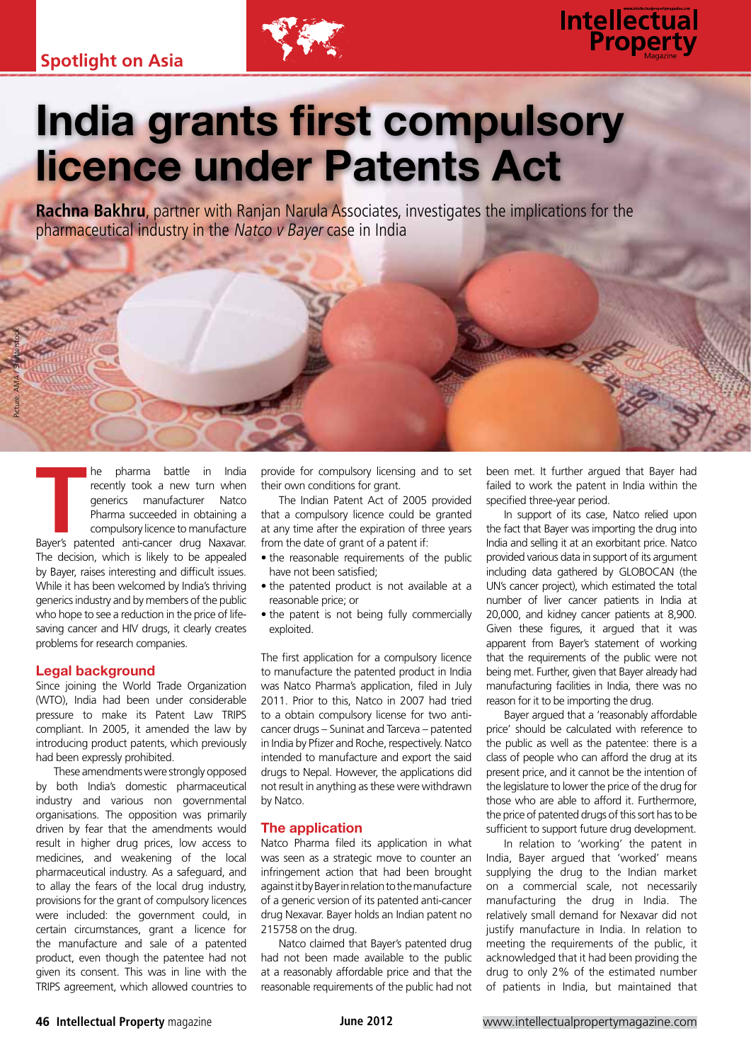# India grants first compulsory licence under Patents Act

**Rachna Bakhru**, partner with Ranjan Narula Associates, investigates the implications for the pharmaceutical industry in the *Natco v Bayer* case in India

The pharma battle in India recently took a new turn when generics manufacturer Natco Pharma succeeded in obtaining a compulsory licence to manufacture Bayer's patented anti-cancer drug Naxavar. The decision, which is likely to be appealed by Bayer, raises interesting and difficult issues. While it has been welcomed by India's thriving generics industry and by members of the public who hope to see a reduction in the price of life-saving cancer and HIV drugs, it clearly creates problems for research companies.

## Legal background

Since joining the World Trade Organization (WTO), India had been under considerable pressure to make its Patent Law TRIPS compliant. In 2005, it amended the law by introducing product patents, which previously had been expressly prohibited.

These amendments were strongly opposed by both India's domestic pharmaceutical industry and various non governmental organisations. The opposition was primarily driven by fear that the amendments would result in higher drug prices, low access to medicines, and weakening of the local pharmaceutical industry. As a safeguard, and to allay the fears of the local drug industry, provisions for the grant of compulsory licences were included: the government could, in certain circumstances, grant a licence for the manufacture and sale of a patented product, even though the patentee had not given its consent. This was in line with the TRIPS agreement, which allowed countries to provide for compulsory licensing and to set their own conditions for grant.

The Indian Patent Act of 2005 provided that a compulsory licence could be granted at any time after the expiration of three years from the date of grant of a patent if:

- the reasonable requirements of the public have not been satisfied;
- the patented product is not available at a reasonable price; or
- the patent is not being fully commercially exploited.

The first application for a compulsory licence to manufacture the patented product in India was Natco Pharma's application, filed in July 2011. Prior to this, Natco in 2007 had tried to a obtain compulsory license for two anti-cancer drugs – Suninat and Tarceva – patented in India by Pfizer and Roche, respectively. Natco intended to manufacture and export the said drugs to Nepal. However, the applications did not result in anything as these were withdrawn by Natco.

## The application

Natco Pharma filed its application in what was seen as a strategic move to counter an infringement action that had been brought against it by Bayer in relation to the manufacture of a generic version of its patented anti-cancer drug Nexavar. Bayer holds an Indian patent no 215758 on the drug.

Natco claimed that Bayer's patented drug had not been made available to the public at a reasonably affordable price and that the reasonable requirements of the public had not been met. It further argued that Bayer had failed to work the patent in India within the specified three-year period.

In support of its case, Natco relied upon the fact that Bayer was importing the drug into India and selling it at an exorbitant price. Natco provided various data in support of its argument including data gathered by GLOBOCAN (the UN's cancer project), which estimated the total number of liver cancer patients in India at 20,000, and kidney cancer patients at 8,900. Given these figures, it argued that it was apparent from Bayer's statement of working that the requirements of the public were not being met. Further, given that Bayer already had manufacturing facilities in India, there was no reason for it to be importing the drug.

Bayer argued that a 'reasonably affordable price' should be calculated with reference to the public as well as the patentee: there is a class of people who can afford the drug at its present price, and it cannot be the intention of the legislature to lower the price of the drug for those who are able to afford it. Furthermore, the price of patented drugs of this sort has to be sufficient to support future drug development.

In relation to 'working' the patent in India, Bayer argued that 'worked' means supplying the drug to the Indian market on a commercial scale, not necessarily manufacturing the drug in India. The relatively small demand for Nexavar did not justify manufacture in India. In relation to meeting the requirements of the public, it acknowledged that it had been providing the drug to only 2% of the estimated number of patients in India, but maintained that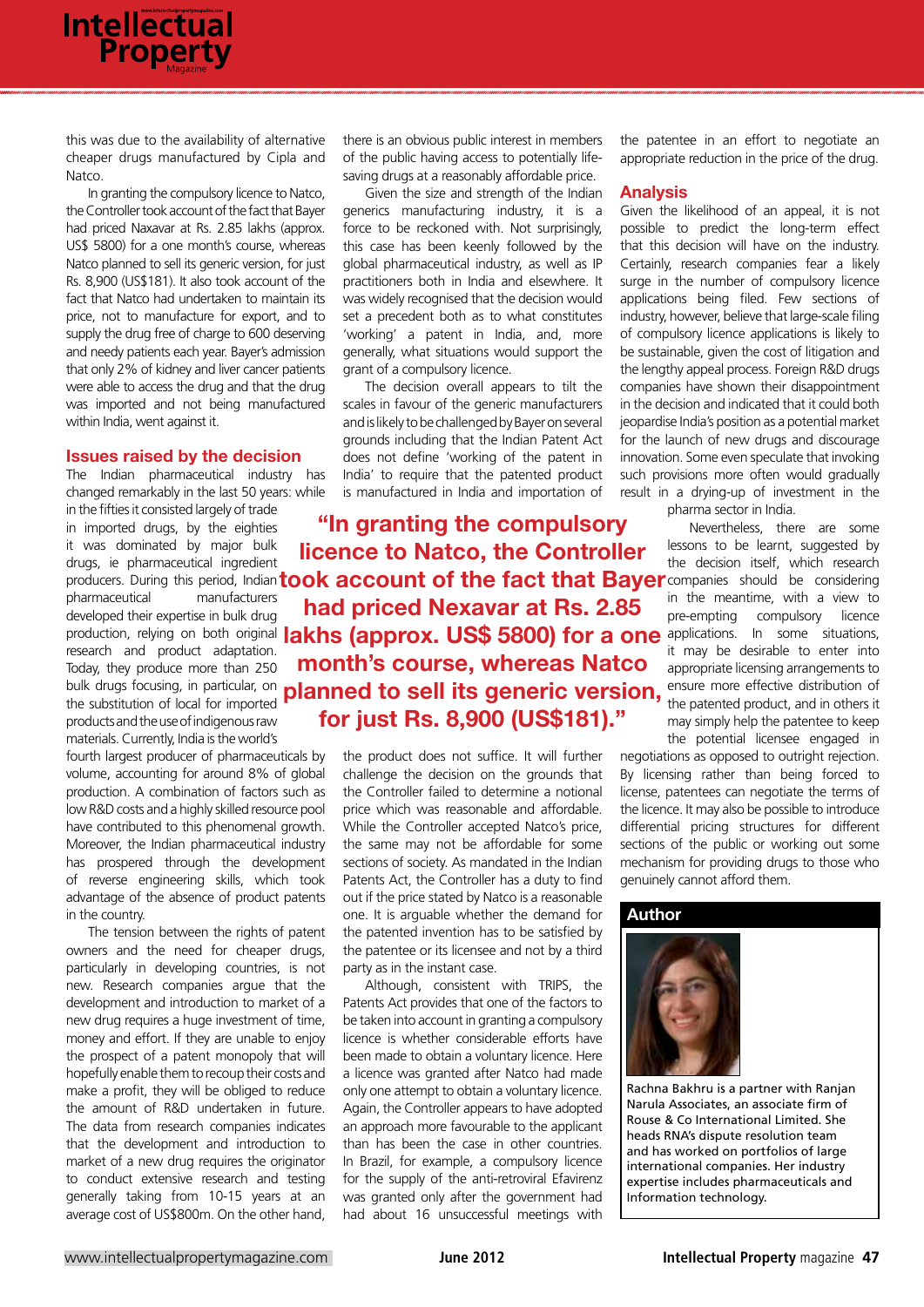this was due to the availability of alternative cheaper drugs manufactured by Cipla and Natco.

In granting the compulsory licence to Natco, the Controller took account of the fact that Bayer had priced Naxavar at Rs. 2.85 lakhs (approx. US$ 5800) for a one month's course, whereas Natco planned to sell its generic version, for just Rs. 8,900 (US$181). It also took account of the fact that Natco had undertaken to maintain its price, not to manufacture for export, and to supply the drug free of charge to 600 deserving and needy patients each year. Bayer's admission that only 2% of kidney and liver cancer patients were able to access the drug and that the drug was imported and not being manufactured within India, went against it.

## Issues raised by the decision

The Indian pharmaceutical industry has changed remarkably in the last 50 years: while in the fifties it consisted largely of trade in imported drugs, by the eighties it was dominated by major bulk drugs, ie pharmaceutical ingredient producers. During this period, Indian pharmaceutical manufacturers developed their expertise in bulk drug production, relying on both original research and product adaptation. Today, they produce more than 250 bulk drugs focusing, in particular, on the substitution of local for imported products and the use of indigenous raw materials. Currently, India is the world's fourth largest producer of pharmaceuticals by volume, accounting for around 8% of global production. A combination of factors such as low R&D costs and a highly skilled resource pool have contributed to this phenomenal growth. Moreover, the Indian pharmaceutical industry has prospered through the development of reverse engineering skills, which took advantage of the absence of product patents in the country.

The tension between the rights of patent owners and the need for cheaper drugs, particularly in developing countries, is not new. Research companies argue that the development and introduction to market of a new drug requires a huge investment of time, money and effort. If they are unable to enjoy the prospect of a patent monopoly that will hopefully enable them to recoup their costs and make a profit, they will be obliged to reduce the amount of R&D undertaken in future. The data from research companies indicates that the development and introduction to market of a new drug requires the originator to conduct extensive research and testing generally taking from 10-15 years at an average cost of US$800m. On the other hand, there is an obvious public interest in members of the public having access to potentially life-saving drugs at a reasonably affordable price.

Given the size and strength of the Indian generics manufacturing industry, it is a force to be reckoned with. Not surprisingly, this case has been keenly followed by the global pharmaceutical industry, as well as IP practitioners both in India and elsewhere. It was widely recognised that the decision would set a precedent both as to what constitutes 'working' a patent in India, and, more generally, what situations would support the grant of a compulsory licence.

The decision overall appears to tilt the scales in favour of the generic manufacturers and is likely to be challenged by Bayer on several grounds including that the Indian Patent Act does not define 'working of the patent in India' to require that the patented product is manufactured in India and importation of the product does not suffice. It will further challenge the decision on the grounds that the Controller failed to determine a notional price which was reasonable and affordable. While the Controller accepted Natco's price, the same may not be affordable for some sections of society. As mandated in the Indian Patents Act, the Controller has a duty to find out if the price stated by Natco is a reasonable one. It is arguable whether the demand for the patented invention has to be satisfied by the patentee or its licensee and not by a third party as in the instant case.

> **"In granting the compulsory licence to Natco, the Controller took account of the fact that Bayer had priced Nexavar at Rs. 2.85 lakhs (approx. US$ 5800) for a one month's course, whereas Natco planned to sell its generic version, for just Rs. 8,900 (US$181)."**

Although, consistent with TRIPS, the Patents Act provides that one of the factors to be taken into account in granting a compulsory licence is whether considerable efforts have been made to obtain a voluntary licence. Here a licence was granted after Natco had made only one attempt to obtain a voluntary licence. Again, the Controller appears to have adopted an approach more favourable to the applicant than has been the case in other countries. In Brazil, for example, a compulsory licence for the supply of the anti-retroviral Efavirenz was granted only after the government had had about 16 unsuccessful meetings with the patentee in an effort to negotiate an appropriate reduction in the price of the drug.

## Analysis

Given the likelihood of an appeal, it is not possible to predict the long-term effect that this decision will have on the industry. Certainly, research companies fear a likely surge in the number of compulsory licence applications being filed. Few sections of industry, however, believe that large-scale filing of compulsory licence applications is likely to be sustainable, given the cost of litigation and the lengthy appeal process. Foreign R&D drugs companies have shown their disappointment in the decision and indicated that it could both jeopardise India's position as a potential market for the launch of new drugs and discourage innovation. Some even speculate that invoking such provisions more often would gradually result in a drying-up of investment in the pharma sector in India.

Nevertheless, there are some lessons to be learnt, suggested by the decision itself, which research companies should be considering in the meantime, with a view to pre-empting compulsory licence applications. In some situations, it may be desirable to enter into appropriate licensing arrangements to ensure more effective distribution of the patented product, and in others it may simply help the patentee to keep the potential licensee engaged in negotiations as opposed to outright rejection. By licensing rather than being forced to license, patentees can negotiate the terms of the licence. It may also be possible to introduce differential pricing structures for different sections of the public or working out some mechanism for providing drugs to those who genuinely cannot afford them.

## Author

Rachna Bakhru is a partner with Ranjan Narula Associates, an associate firm of Rouse & Co International Limited. She heads RNA's dispute resolution team and has worked on portfolios of large international companies. Her industry expertise includes pharmaceuticals and Information technology.